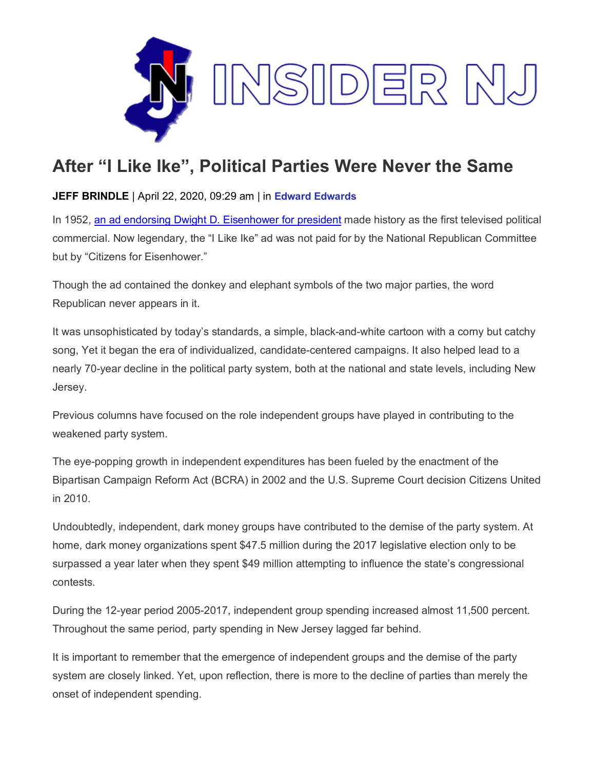# After "I Like Ike", Political Parties Were Never the Same

**JEFF BRINDLE** | April 22, 2020, 09:29 am | in **Edward Edwards**

In 1952, an ad endorsing Dwight D. Eisenhower for president made history as the first televised political commercial. Now legendary, the "I Like Ike" ad was not paid for by the National Republican Committee but by "Citizens for Eisenhower."

Though the ad contained the donkey and elephant symbols of the two major parties, the word Republican never appears in it.

It was unsophisticated by today's standards, a simple, black-and-white cartoon with a corny but catchy song, Yet it began the era of individualized, candidate-centered campaigns. It also helped lead to a nearly 70-year decline in the political party system, both at the national and state levels, including New Jersey.

Previous columns have focused on the role independent groups have played in contributing to the weakened party system.

The eye-popping growth in independent expenditures has been fueled by the enactment of the Bipartisan Campaign Reform Act (BCRA) in 2002 and the U.S. Supreme Court decision Citizens United in 2010.

Undoubtedly, independent, dark money groups have contributed to the demise of the party system. At home, dark money organizations spent $47.5 million during the 2017 legislative election only to be surpassed a year later when they spent $49 million attempting to influence the state's congressional contests.

During the 12-year period 2005-2017, independent group spending increased almost 11,500 percent. Throughout the same period, party spending in New Jersey lagged far behind.

It is important to remember that the emergence of independent groups and the demise of the party system are closely linked. Yet, upon reflection, there is more to the decline of parties than merely the onset of independent spending.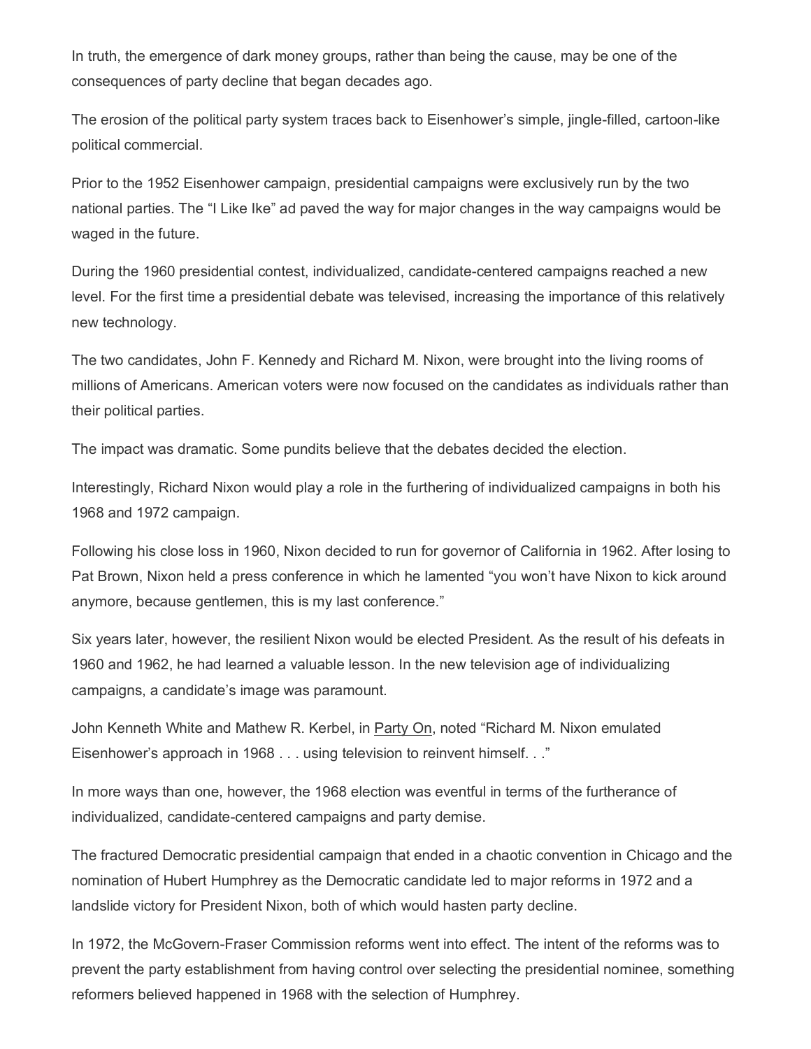In truth, the emergence of dark money groups, rather than being the cause, may be one of the consequences of party decline that began decades ago.

The erosion of the political party system traces back to Eisenhower's simple, jingle-filled, cartoon-like political commercial.

Prior to the 1952 Eisenhower campaign, presidential campaigns were exclusively run by the two national parties. The "I Like Ike" ad paved the way for major changes in the way campaigns would be waged in the future.

During the 1960 presidential contest, individualized, candidate-centered campaigns reached a new level. For the first time a presidential debate was televised, increasing the importance of this relatively new technology.

The two candidates, John F. Kennedy and Richard M. Nixon, were brought into the living rooms of millions of Americans. American voters were now focused on the candidates as individuals rather than their political parties.

The impact was dramatic. Some pundits believe that the debates decided the election.

Interestingly, Richard Nixon would play a role in the furthering of individualized campaigns in both his 1968 and 1972 campaign.

Following his close loss in 1960, Nixon decided to run for governor of California in 1962. After losing to Pat Brown, Nixon held a press conference in which he lamented "you won't have Nixon to kick around anymore, because gentlemen, this is my last conference."

Six years later, however, the resilient Nixon would be elected President. As the result of his defeats in 1960 and 1962, he had learned a valuable lesson. In the new television age of individualizing campaigns, a candidate's image was paramount.

John Kenneth White and Mathew R. Kerbel, in Party On, noted "Richard M. Nixon emulated Eisenhower's approach in 1968 . . . using television to reinvent himself. . ."

In more ways than one, however, the 1968 election was eventful in terms of the furtherance of individualized, candidate-centered campaigns and party demise.

The fractured Democratic presidential campaign that ended in a chaotic convention in Chicago and the nomination of Hubert Humphrey as the Democratic candidate led to major reforms in 1972 and a landslide victory for President Nixon, both of which would hasten party decline.

In 1972, the McGovern-Fraser Commission reforms went into effect. The intent of the reforms was to prevent the party establishment from having control over selecting the presidential nominee, something reformers believed happened in 1968 with the selection of Humphrey.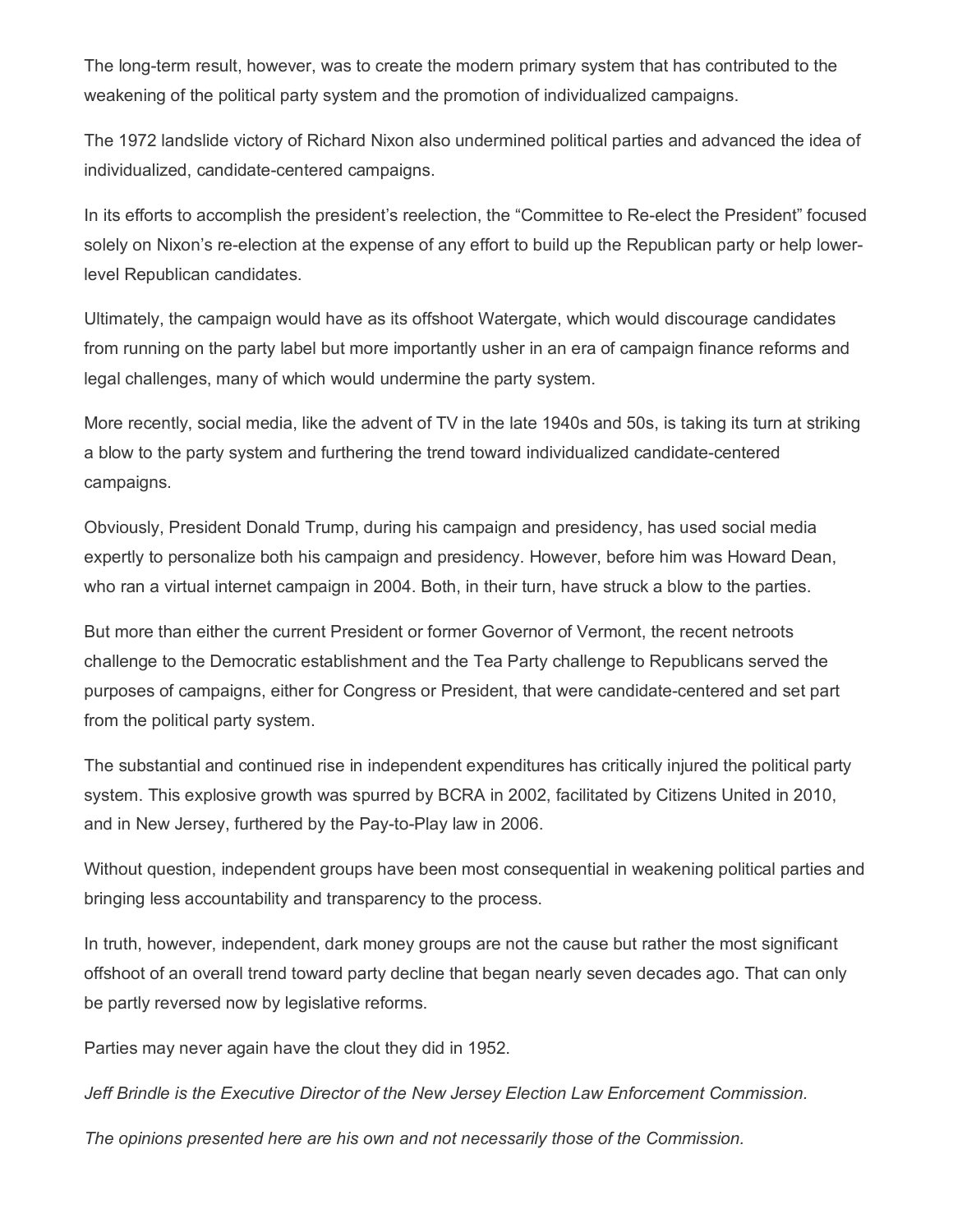The long-term result, however, was to create the modern primary system that has contributed to the weakening of the political party system and the promotion of individualized campaigns.

The 1972 landslide victory of Richard Nixon also undermined political parties and advanced the idea of individualized, candidate-centered campaigns.

In its efforts to accomplish the president's reelection, the "Committee to Re-elect the President" focused solely on Nixon's re-election at the expense of any effort to build up the Republican party or help lower-level Republican candidates.

Ultimately, the campaign would have as its offshoot Watergate, which would discourage candidates from running on the party label but more importantly usher in an era of campaign finance reforms and legal challenges, many of which would undermine the party system.

More recently, social media, like the advent of TV in the late 1940s and 50s, is taking its turn at striking a blow to the party system and furthering the trend toward individualized candidate-centered campaigns.

Obviously, President Donald Trump, during his campaign and presidency, has used social media expertly to personalize both his campaign and presidency. However, before him was Howard Dean, who ran a virtual internet campaign in 2004. Both, in their turn, have struck a blow to the parties.

But more than either the current President or former Governor of Vermont, the recent netroots challenge to the Democratic establishment and the Tea Party challenge to Republicans served the purposes of campaigns, either for Congress or President, that were candidate-centered and set part from the political party system.

The substantial and continued rise in independent expenditures has critically injured the political party system. This explosive growth was spurred by BCRA in 2002, facilitated by Citizens United in 2010, and in New Jersey, furthered by the Pay-to-Play law in 2006.

Without question, independent groups have been most consequential in weakening political parties and bringing less accountability and transparency to the process.

In truth, however, independent, dark money groups are not the cause but rather the most significant offshoot of an overall trend toward party decline that began nearly seven decades ago. That can only be partly reversed now by legislative reforms.

Parties may never again have the clout they did in 1952.

*Jeff Brindle is the Executive Director of the New Jersey Election Law Enforcement Commission.*

*The opinions presented here are his own and not necessarily those of the Commission.*